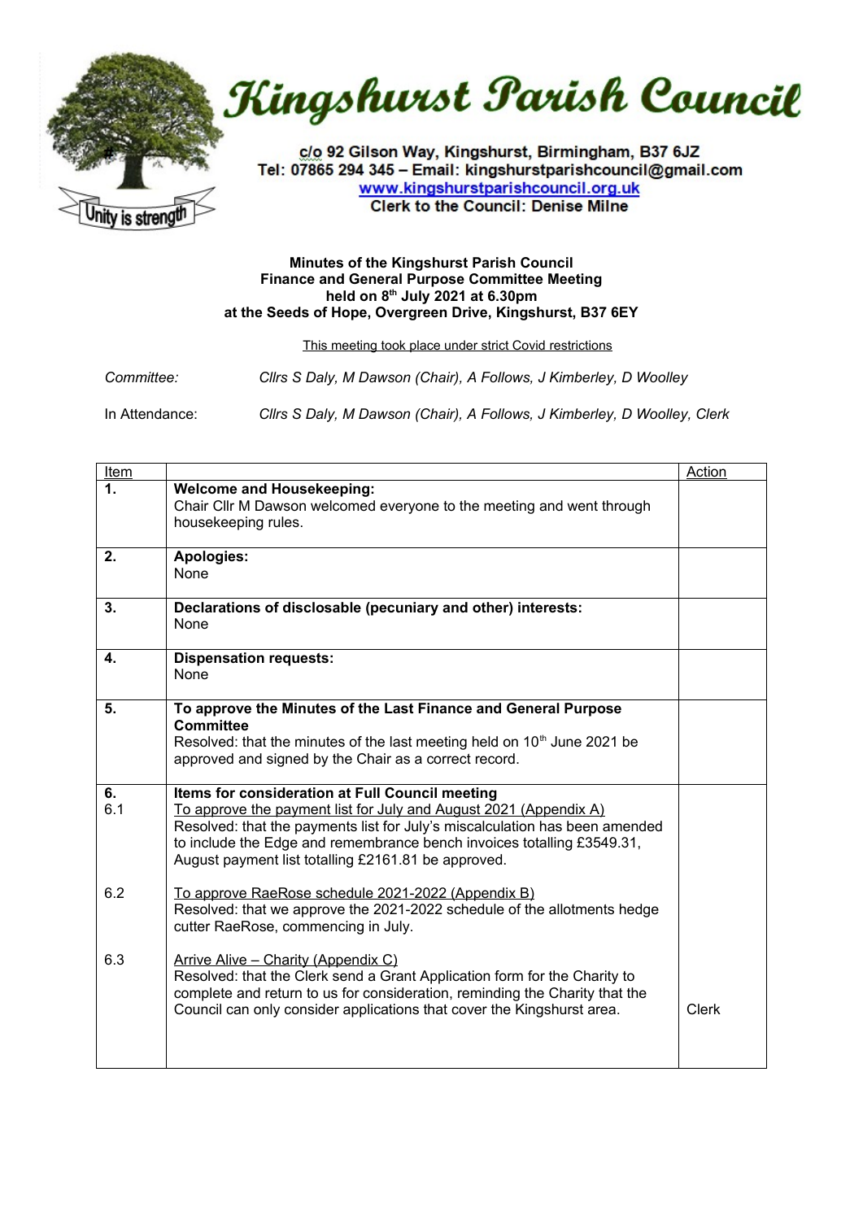# Kingshurst Parish Council

c/o 92 Gilson Way, Kingshurst, Birmingham, B37 6JZ
Tel: 07865 294 345 – Email: kingshurstparishcouncil@gmail.com
www.kingshurstparishcouncil.org.uk
Clerk to the Council: Denise Milne

Unity is strength

**Minutes of the Kingshurst Parish Council**
**Finance and General Purpose Committee Meeting**
**held on 8th July 2021 at 6.30pm**
**at the Seeds of Hope, Overgreen Drive, Kingshurst, B37 6EY**

This meeting took place under strict Covid restrictions

*Committee:* *Cllrs S Daly, M Dawson (Chair), A Follows, J Kimberley, D Woolley*

In Attendance: *Cllrs S Daly, M Dawson (Chair), A Follows, J Kimberley, D Woolley, Clerk*

| Item | | Action |
|---|---|---|
| **1.** | **Welcome and Housekeeping:**<br>Chair Cllr M Dawson welcomed everyone to the meeting and went through housekeeping rules. | |
| **2.** | **Apologies:**<br>None | |
| **3.** | **Declarations of disclosable (pecuniary and other) interests:**<br>None | |
| **4.** | **Dispensation requests:**<br>None | |
| **5.** | **To approve the Minutes of the Last Finance and General Purpose Committee**<br>Resolved: that the minutes of the last meeting held on 10th June 2021 be approved and signed by the Chair as a correct record. | |
| **6.** | **Items for consideration at Full Council meeting** | |
| 6.1 | To approve the payment list for July and August 2021 (Appendix A)<br>Resolved: that the payments list for July's miscalculation has been amended to include the Edge and remembrance bench invoices totalling £3549.31, August payment list totalling £2161.81 be approved. | |
| 6.2 | To approve RaeRose schedule 2021-2022 (Appendix B)<br>Resolved: that we approve the 2021-2022 schedule of the allotments hedge cutter RaeRose, commencing in July. | |
| 6.3 | Arrive Alive – Charity (Appendix C)<br>Resolved: that the Clerk send a Grant Application form for the Charity to complete and return to us for consideration, reminding the Charity that the Council can only consider applications that cover the Kingshurst area. | Clerk |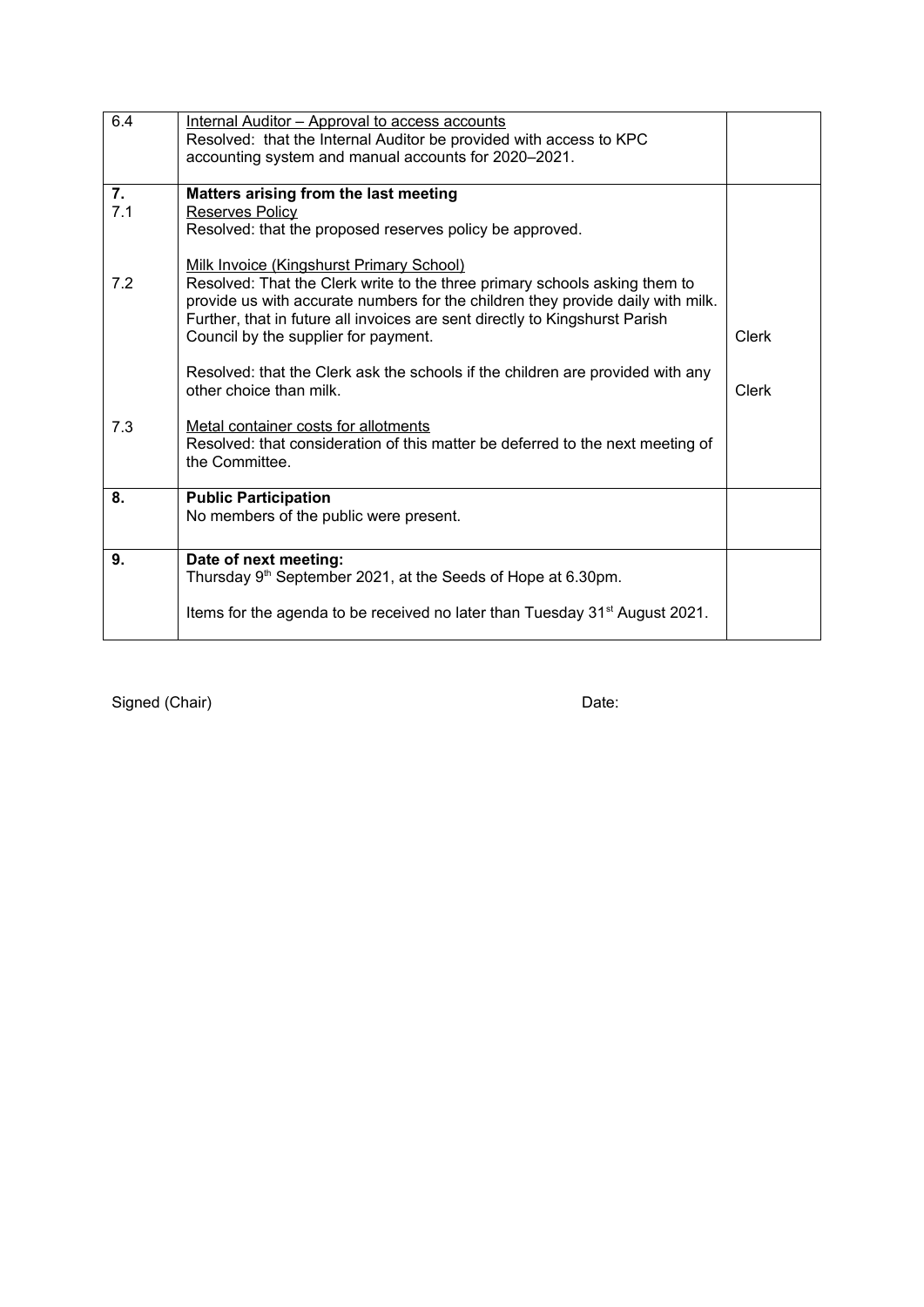| | | |
|---|---|---|
| 6.4 | <u>Internal Auditor – Approval to access accounts</u><br>Resolved: that the Internal Auditor be provided with access to KPC accounting system and manual accounts for 2020–2021. | |
| **7.**<br>7.1 | **Matters arising from the last meeting**<br><u>Reserves Policy</u><br>Resolved: that the proposed reserves policy be approved. | |
| 7.2 | <u>Milk Invoice (Kingshurst Primary School)</u><br>Resolved: That the Clerk write to the three primary schools asking them to provide us with accurate numbers for the children they provide daily with milk. Further, that in future all invoices are sent directly to Kingshurst Parish Council by the supplier for payment. | Clerk |
| | Resolved: that the Clerk ask the schools if the children are provided with any other choice than milk. | Clerk |
| 7.3 | <u>Metal container costs for allotments</u><br>Resolved: that consideration of this matter be deferred to the next meeting of the Committee. | |
| **8.** | **Public Participation**<br>No members of the public were present. | |
| **9.** | **Date of next meeting:**<br>Thursday 9th September 2021, at the Seeds of Hope at 6.30pm.<br><br>Items for the agenda to be received no later than Tuesday 31st August 2021. | |

Signed (Chair) Date: